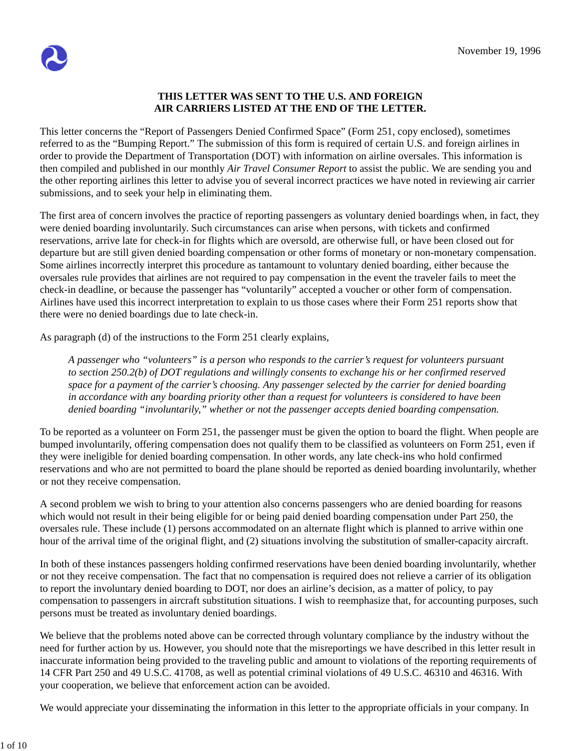November 19, 1996

**THIS LETTER WAS SENT TO THE U.S. AND FOREIGN AIR CARRIERS LISTED AT THE END OF THE LETTER.**

This letter concerns the "Report of Passengers Denied Confirmed Space" (Form 251, copy enclosed), sometimes referred to as the "Bumping Report." The submission of this form is required of certain U.S. and foreign airlines in order to provide the Department of Transportation (DOT) with information on airline oversales. This information is then compiled and published in our monthly *Air Travel Consumer Report* to assist the public. We are sending you and the other reporting airlines this letter to advise you of several incorrect practices we have noted in reviewing air carrier submissions, and to seek your help in eliminating them.

The first area of concern involves the practice of reporting passengers as voluntary denied boardings when, in fact, they were denied boarding involuntarily. Such circumstances can arise when persons, with tickets and confirmed reservations, arrive late for check-in for flights which are oversold, are otherwise full, or have been closed out for departure but are still given denied boarding compensation or other forms of monetary or non-monetary compensation. Some airlines incorrectly interpret this procedure as tantamount to voluntary denied boarding, either because the oversales rule provides that airlines are not required to pay compensation in the event the traveler fails to meet the check-in deadline, or because the passenger has "voluntarily" accepted a voucher or other form of compensation. Airlines have used this incorrect interpretation to explain to us those cases where their Form 251 reports show that there were no denied boardings due to late check-in.

As paragraph (d) of the instructions to the Form 251 clearly explains,

> *A passenger who "volunteers" is a person who responds to the carrier's request for volunteers pursuant to section 250.2(b) of DOT regulations and willingly consents to exchange his or her confirmed reserved space for a payment of the carrier's choosing. Any passenger selected by the carrier for denied boarding in accordance with any boarding priority other than a request for volunteers is considered to have been denied boarding "involuntarily," whether or not the passenger accepts denied boarding compensation.*

To be reported as a volunteer on Form 251, the passenger must be given the option to board the flight. When people are bumped involuntarily, offering compensation does not qualify them to be classified as volunteers on Form 251, even if they were ineligible for denied boarding compensation. In other words, any late check-ins who hold confirmed reservations and who are not permitted to board the plane should be reported as denied boarding involuntarily, whether or not they receive compensation.

A second problem we wish to bring to your attention also concerns passengers who are denied boarding for reasons which would not result in their being eligible for or being paid denied boarding compensation under Part 250, the oversales rule. These include (1) persons accommodated on an alternate flight which is planned to arrive within one hour of the arrival time of the original flight, and (2) situations involving the substitution of smaller-capacity aircraft.

In both of these instances passengers holding confirmed reservations have been denied boarding involuntarily, whether or not they receive compensation. The fact that no compensation is required does not relieve a carrier of its obligation to report the involuntary denied boarding to DOT, nor does an airline's decision, as a matter of policy, to pay compensation to passengers in aircraft substitution situations. I wish to reemphasize that, for accounting purposes, such persons must be treated as involuntary denied boardings.

We believe that the problems noted above can be corrected through voluntary compliance by the industry without the need for further action by us. However, you should note that the misreportings we have described in this letter result in inaccurate information being provided to the traveling public and amount to violations of the reporting requirements of 14 CFR Part 250 and 49 U.S.C. 41708, as well as potential criminal violations of 49 U.S.C. 46310 and 46316. With your cooperation, we believe that enforcement action can be avoided.

We would appreciate your disseminating the information in this letter to the appropriate officials in your company. In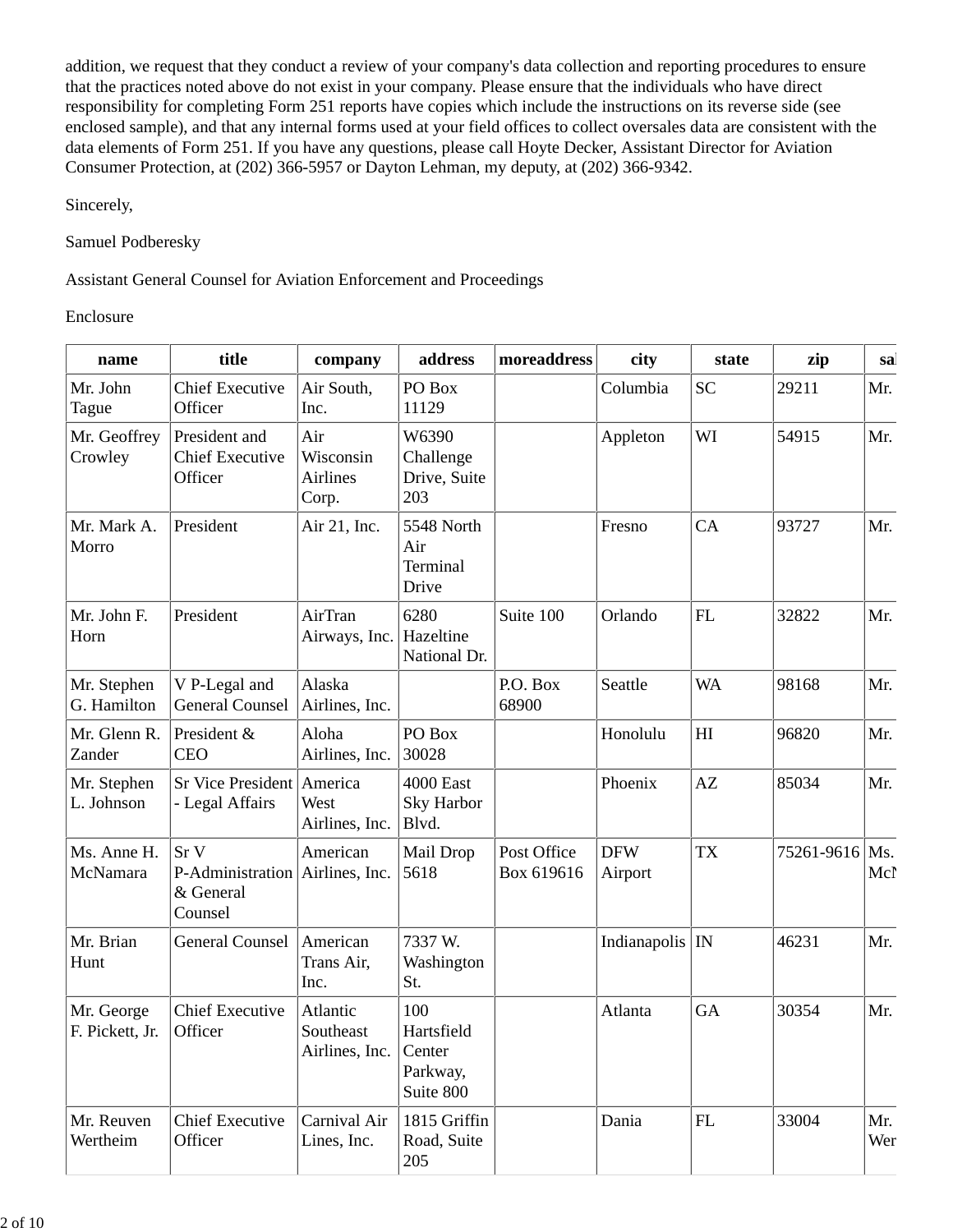addition, we request that they conduct a review of your company's data collection and reporting procedures to ensure that the practices noted above do not exist in your company. Please ensure that the individuals who have direct responsibility for completing Form 251 reports have copies which include the instructions on its reverse side (see enclosed sample), and that any internal forms used at your field offices to collect oversales data are consistent with the data elements of Form 251. If you have any questions, please call Hoyte Decker, Assistant Director for Aviation Consumer Protection, at (202) 366-5957 or Dayton Lehman, my deputy, at (202) 366-9342.

Sincerely,

Samuel Podberesky

Assistant General Counsel for Aviation Enforcement and Proceedings

Enclosure

| name | title | company | address | moreaddress | city | state | zip | sa |
|---|---|---|---|---|---|---|---|---|
| Mr. John Tague | Chief Executive Officer | Air South, Inc. | PO Box 11129 | | Columbia | SC | 29211 | Mr. |
| Mr. Geoffrey Crowley | President and Chief Executive Officer | Air Wisconsin Airlines Corp. | W6390 Challenge Drive, Suite 203 | | Appleton | WI | 54915 | Mr. |
| Mr. Mark A. Morro | President | Air 21, Inc. | 5548 North Air Terminal Drive | | Fresno | CA | 93727 | Mr. |
| Mr. John F. Horn | President | AirTran Airways, Inc. | 6280 Hazeltine National Dr. | Suite 100 | Orlando | FL | 32822 | Mr. |
| Mr. Stephen G. Hamilton | V P-Legal and General Counsel | Alaska Airlines, Inc. | | P.O. Box 68900 | Seattle | WA | 98168 | Mr. |
| Mr. Glenn R. Zander | President & CEO | Aloha Airlines, Inc. | PO Box 30028 | | Honolulu | HI | 96820 | Mr. |
| Mr. Stephen L. Johnson | Sr Vice President - Legal Affairs | America West Airlines, Inc. | 4000 East Sky Harbor Blvd. | | Phoenix | AZ | 85034 | Mr. |
| Ms. Anne H. McNamara | Sr V P-Administration & General Counsel | American Airlines, Inc. | Mail Drop 5618 | Post Office Box 619616 | DFW Airport | TX | 75261-9616 | Ms. McN |
| Mr. Brian Hunt | General Counsel | American Trans Air, Inc. | 7337 W. Washington St. | | Indianapolis | IN | 46231 | Mr. |
| Mr. George F. Pickett, Jr. | Chief Executive Officer | Atlantic Southeast Airlines, Inc. | 100 Hartsfield Center Parkway, Suite 800 | | Atlanta | GA | 30354 | Mr. |
| Mr. Reuven Wertheim | Chief Executive Officer | Carnival Air Lines, Inc. | 1815 Griffin Road, Suite 205 | | Dania | FL | 33004 | Mr. Wer |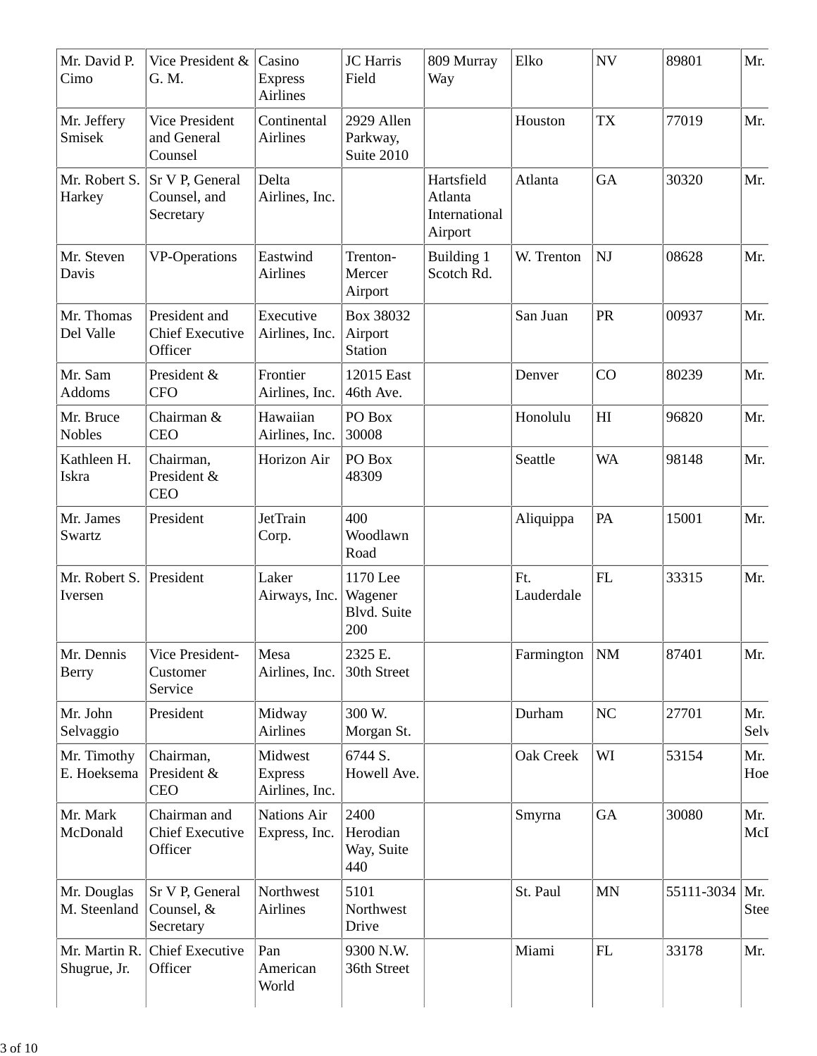| Mr. David P. Cimo | Vice President & G. M. | Casino Express Airlines | JC Harris Field | 809 Murray Way | Elko | NV | 89801 | Mr. |
|---|---|---|---|---|---|---|---|---|
| Mr. Jeffery Smisek | Vice President and General Counsel | Continental Airlines | 2929 Allen Parkway, Suite 2010 | | Houston | TX | 77019 | Mr. |
| Mr. Robert S. Harkey | Sr V P, General Counsel, and Secretary | Delta Airlines, Inc. | | Hartsfield Atlanta International Airport | Atlanta | GA | 30320 | Mr. |
| Mr. Steven Davis | VP-Operations | Eastwind Airlines | Trenton-Mercer Airport | Building 1 Scotch Rd. | W. Trenton | NJ | 08628 | Mr. |
| Mr. Thomas Del Valle | President and Chief Executive Officer | Executive Airlines, Inc. | Box 38032 Airport Station | | San Juan | PR | 00937 | Mr. |
| Mr. Sam Addoms | President & CFO | Frontier Airlines, Inc. | 12015 East 46th Ave. | | Denver | CO | 80239 | Mr. |
| Mr. Bruce Nobles | Chairman & CEO | Hawaiian Airlines, Inc. | PO Box 30008 | | Honolulu | HI | 96820 | Mr. |
| Kathleen H. Iskra | Chairman, President & CEO | Horizon Air | PO Box 48309 | | Seattle | WA | 98148 | Mr. |
| Mr. James Swartz | President | JetTrain Corp. | 400 Woodlawn Road | | Aliquippa | PA | 15001 | Mr. |
| Mr. Robert S. Iversen | President | Laker Airways, Inc. | 1170 Lee Wagener Blvd. Suite 200 | | Ft. Lauderdale | FL | 33315 | Mr. |
| Mr. Dennis Berry | Vice President-Customer Service | Mesa Airlines, Inc. | 2325 E. 30th Street | | Farmington | NM | 87401 | Mr. |
| Mr. John Selvaggio | President | Midway Airlines | 300 W. Morgan St. | | Durham | NC | 27701 | Mr. Selv |
| Mr. Timothy E. Hoeksema | Chairman, President & CEO | Midwest Express Airlines, Inc. | 6744 S. Howell Ave. | | Oak Creek | WI | 53154 | Mr. Hoe |
| Mr. Mark McDonald | Chairman and Chief Executive Officer | Nations Air Express, Inc. | 2400 Herodian Way, Suite 440 | | Smyrna | GA | 30080 | Mr. McI |
| Mr. Douglas M. Steenland | Sr V P, General Counsel, & Secretary | Northwest Airlines | 5101 Northwest Drive | | St. Paul | MN | 55111-3034 | Mr. Stee |
| Mr. Martin R. Shugrue, Jr. | Chief Executive Officer | Pan American World | 9300 N.W. 36th Street | | Miami | FL | 33178 | Mr. |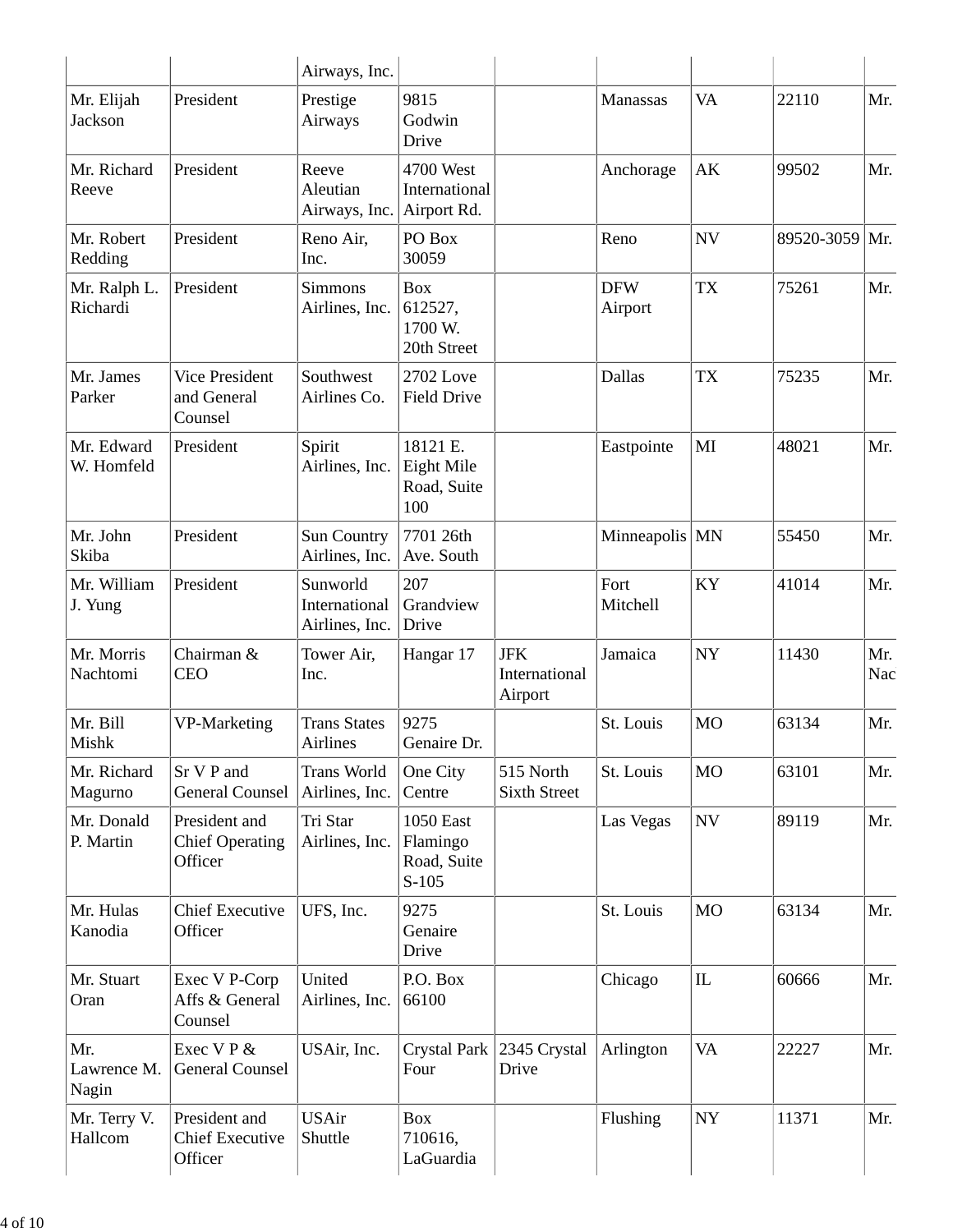| | | Airways, Inc. | | | | | | |
|---|---|---|---|---|---|---|---|---|
| Mr. Elijah Jackson | President | Prestige Airways | 9815 Godwin Drive | | Manassas | VA | 22110 | Mr. |
| Mr. Richard Reeve | President | Reeve Aleutian Airways, Inc. | 4700 West International Airport Rd. | | Anchorage | AK | 99502 | Mr. |
| Mr. Robert Redding | President | Reno Air, Inc. | PO Box 30059 | | Reno | NV | 89520-3059 | Mr. |
| Mr. Ralph L. Richardi | President | Simmons Airlines, Inc. | Box 612527, 1700 W. 20th Street | | DFW Airport | TX | 75261 | Mr. |
| Mr. James Parker | Vice President and General Counsel | Southwest Airlines Co. | 2702 Love Field Drive | | Dallas | TX | 75235 | Mr. |
| Mr. Edward W. Homfeld | President | Spirit Airlines, Inc. | 18121 E. Eight Mile Road, Suite 100 | | Eastpointe | MI | 48021 | Mr. |
| Mr. John Skiba | President | Sun Country Airlines, Inc. | 7701 26th Ave. South | | Minneapolis | MN | 55450 | Mr. |
| Mr. William J. Yung | President | Sunworld International Airlines, Inc. | 207 Grandview Drive | | Fort Mitchell | KY | 41014 | Mr. |
| Mr. Morris Nachtomi | Chairman & CEO | Tower Air, Inc. | Hangar 17 | JFK International Airport | Jamaica | NY | 11430 | Mr. Nac |
| Mr. Bill Mishk | VP-Marketing | Trans States Airlines | 9275 Genaire Dr. | | St. Louis | MO | 63134 | Mr. |
| Mr. Richard Magurno | Sr V P and General Counsel | Trans World Airlines, Inc. | One City Centre | 515 North Sixth Street | St. Louis | MO | 63101 | Mr. |
| Mr. Donald P. Martin | President and Chief Operating Officer | Tri Star Airlines, Inc. | 1050 East Flamingo Road, Suite S-105 | | Las Vegas | NV | 89119 | Mr. |
| Mr. Hulas Kanodia | Chief Executive Officer | UFS, Inc. | 9275 Genaire Drive | | St. Louis | MO | 63134 | Mr. |
| Mr. Stuart Oran | Exec V P-Corp Affs & General Counsel | United Airlines, Inc. | P.O. Box 66100 | | Chicago | IL | 60666 | Mr. |
| Mr. Lawrence M. Nagin | Exec V P & General Counsel | USAir, Inc. | Crystal Park Four | 2345 Crystal Drive | Arlington | VA | 22227 | Mr. |
| Mr. Terry V. Hallcom | President and Chief Executive Officer | USAir Shuttle | Box 710616, LaGuardia | | Flushing | NY | 11371 | Mr. |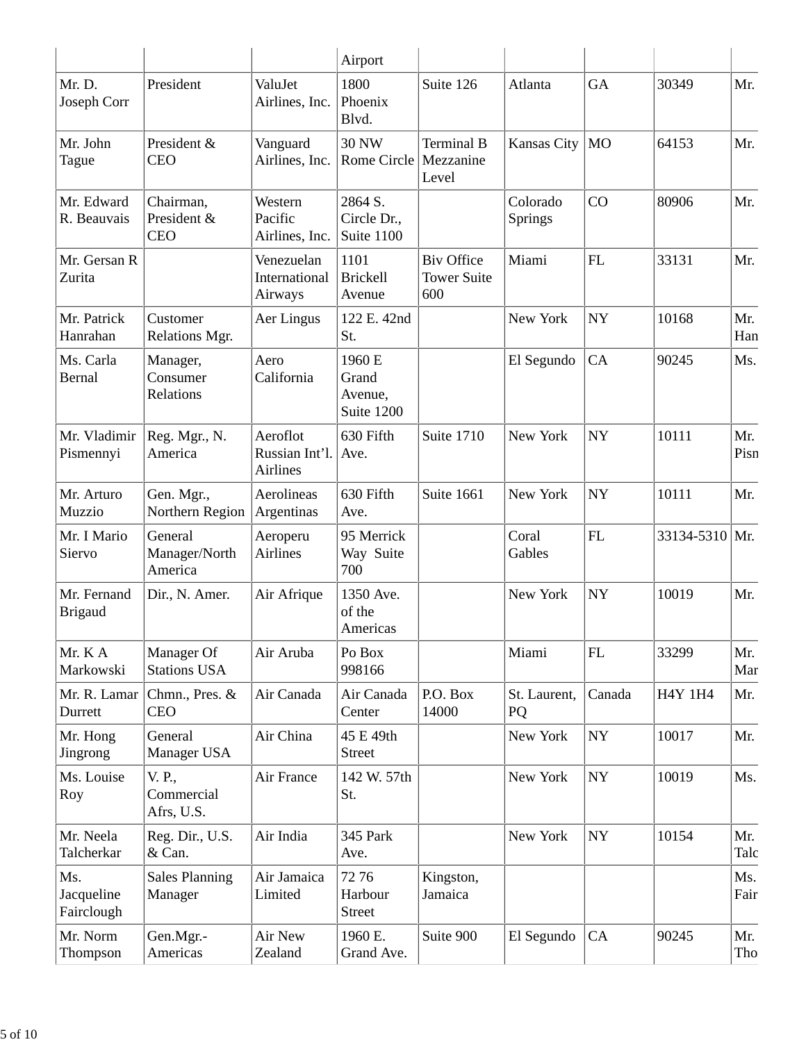| | | | Airport | | | | | |
|---|---|---|---|---|---|---|---|---|
| Mr. D. Joseph Corr | President | ValuJet Airlines, Inc. | 1800 Phoenix Blvd. | Suite 126 | Atlanta | GA | 30349 | Mr. |
| Mr. John Tague | President & CEO | Vanguard Airlines, Inc. | 30 NW Rome Circle | Terminal B Mezzanine Level | Kansas City | MO | 64153 | Mr. |
| Mr. Edward R. Beauvais | Chairman, President & CEO | Western Pacific Airlines, Inc. | 2864 S. Circle Dr., Suite 1100 | | Colorado Springs | CO | 80906 | Mr. |
| Mr. Gersan R Zurita | | Venezuelan International Airways | 1101 Brickell Avenue | Biv Office Tower Suite 600 | Miami | FL | 33131 | Mr. |
| Mr. Patrick Hanrahan | Customer Relations Mgr. | Aer Lingus | 122 E. 42nd St. | | New York | NY | 10168 | Mr. Han |
| Ms. Carla Bernal | Manager, Consumer Relations | Aero California | 1960 E Grand Avenue, Suite 1200 | | El Segundo | CA | 90245 | Ms. |
| Mr. Vladimir Pismennyi | Reg. Mgr., N. America | Aeroflot Russian Int'l. Airlines | 630 Fifth Ave. | Suite 1710 | New York | NY | 10111 | Mr. Pisn |
| Mr. Arturo Muzzio | Gen. Mgr., Northern Region | Aerolineas Argentinas | 630 Fifth Ave. | Suite 1661 | New York | NY | 10111 | Mr. |
| Mr. I Mario Siervo | General Manager/North America | Aeroperu Airlines | 95 Merrick Way Suite 700 | | Coral Gables | FL | 33134-5310 | Mr. |
| Mr. Fernand Brigaud | Dir., N. Amer. | Air Afrique | 1350 Ave. of the Americas | | New York | NY | 10019 | Mr. |
| Mr. K A Markowski | Manager Of Stations USA | Air Aruba | Po Box 998166 | | Miami | FL | 33299 | Mr. Mar |
| Mr. R. Lamar Durrett | Chmn., Pres. & CEO | Air Canada | Air Canada Center | P.O. Box 14000 | St. Laurent, PQ | Canada | H4Y 1H4 | Mr. |
| Mr. Hong Jingrong | General Manager USA | Air China | 45 E 49th Street | | New York | NY | 10017 | Mr. |
| Ms. Louise Roy | V. P., Commercial Afrs, U.S. | Air France | 142 W. 57th St. | | New York | NY | 10019 | Ms. |
| Mr. Neela Talcherkar | Reg. Dir., U.S. & Can. | Air India | 345 Park Ave. | | New York | NY | 10154 | Mr. Talc |
| Ms. Jacqueline Fairclough | Sales Planning Manager | Air Jamaica Limited | 72 76 Harbour Street | Kingston, Jamaica | | | | Ms. Fair |
| Mr. Norm Thompson | Gen.Mgr.-Americas | Air New Zealand | 1960 E. Grand Ave. | Suite 900 | El Segundo | CA | 90245 | Mr. Tho |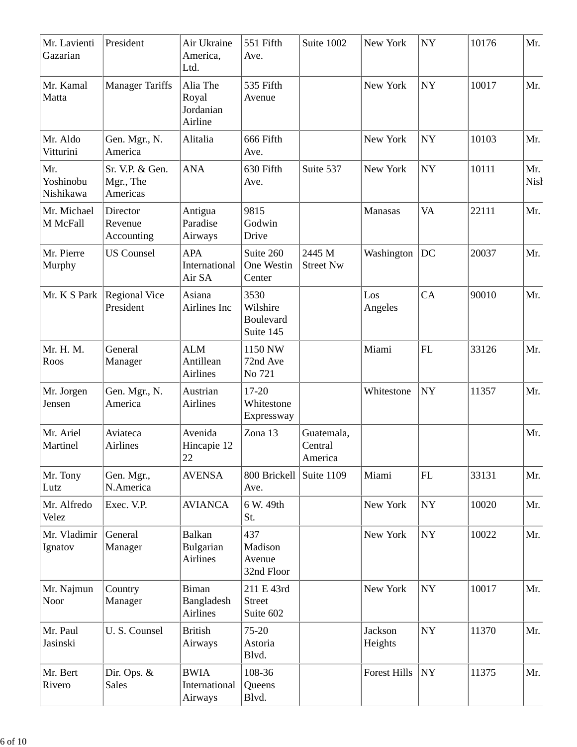| Mr. Lavienti Gazarian | President | Air Ukraine America, Ltd. | 551 Fifth Ave. | Suite 1002 | New York | NY | 10176 | Mr. |
|---|---|---|---|---|---|---|---|---|
| Mr. Kamal Matta | Manager Tariffs | Alia The Royal Jordanian Airline | 535 Fifth Avenue | | New York | NY | 10017 | Mr. |
| Mr. Aldo Vitturini | Gen. Mgr., N. America | Alitalia | 666 Fifth Ave. | | New York | NY | 10103 | Mr. |
| Mr. Yoshinobu Nishikawa | Sr. V.P. & Gen. Mgr., The Americas | ANA | 630 Fifth Ave. | Suite 537 | New York | NY | 10111 | Mr. Nisl |
| Mr. Michael M McFall | Director Revenue Accounting | Antigua Paradise Airways | 9815 Godwin Drive | | Manasas | VA | 22111 | Mr. |
| Mr. Pierre Murphy | US Counsel | APA International Air SA | Suite 260 One Westin Center | 2445 M Street Nw | Washington | DC | 20037 | Mr. |
| Mr. K S Park | Regional Vice President | Asiana Airlines Inc | 3530 Wilshire Boulevard Suite 145 | | Los Angeles | CA | 90010 | Mr. |
| Mr. H. M. Roos | General Manager | ALM Antillean Airlines | 1150 NW 72nd Ave No 721 | | Miami | FL | 33126 | Mr. |
| Mr. Jorgen Jensen | Gen. Mgr., N. America | Austrian Airlines | 17-20 Whitestone Expressway | | Whitestone | NY | 11357 | Mr. |
| Mr. Ariel Martinel | Aviateca Airlines | Avenida Hincapie 12 22 | Zona 13 | Guatemala, Central America | | | | Mr. |
| Mr. Tony Lutz | Gen. Mgr., N.America | AVENSA | 800 Brickell Ave. | Suite 1109 | Miami | FL | 33131 | Mr. |
| Mr. Alfredo Velez | Exec. V.P. | AVIANCA | 6 W. 49th St. | | New York | NY | 10020 | Mr. |
| Mr. Vladimir Ignatov | General Manager | Balkan Bulgarian Airlines | 437 Madison Avenue 32nd Floor | | New York | NY | 10022 | Mr. |
| Mr. Najmun Noor | Country Manager | Biman Bangladesh Airlines | 211 E 43rd Street Suite 602 | | New York | NY | 10017 | Mr. |
| Mr. Paul Jasinski | U. S. Counsel | British Airways | 75-20 Astoria Blvd. | | Jackson Heights | NY | 11370 | Mr. |
| Mr. Bert Rivero | Dir. Ops. & Sales | BWIA International Airways | 108-36 Queens Blvd. | | Forest Hills | NY | 11375 | Mr. |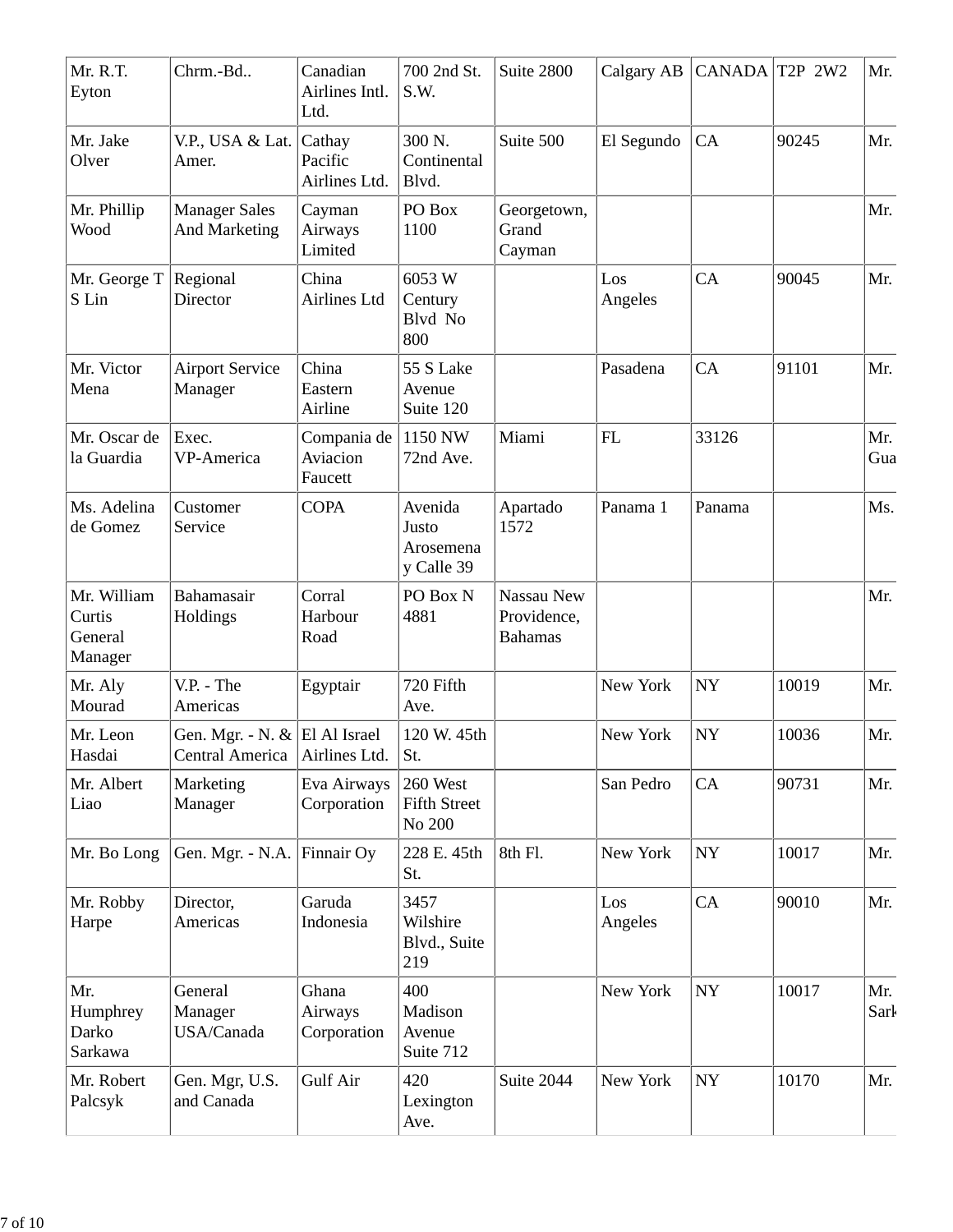| Mr. R.T. Eyton | Chrm.-Bd.. | Canadian Airlines Intl. Ltd. | 700 2nd St. S.W. | Suite 2800 | Calgary AB | CANADA | T2P 2W2 | Mr. |
|---|---|---|---|---|---|---|---|---|
| Mr. Jake Olver | V.P., USA & Lat. Amer. | Cathay Pacific Airlines Ltd. | 300 N. Continental Blvd. | Suite 500 | El Segundo | CA | 90245 | Mr. |
| Mr. Phillip Wood | Manager Sales And Marketing | Cayman Airways Limited | PO Box 1100 | Georgetown, Grand Cayman | | | | Mr. |
| Mr. George T S Lin | Regional Director | China Airlines Ltd | 6053 W Century Blvd No 800 | | Los Angeles | CA | 90045 | Mr. |
| Mr. Victor Mena | Airport Service Manager | China Eastern Airline | 55 S Lake Avenue Suite 120 | | Pasadena | CA | 91101 | Mr. |
| Mr. Oscar de la Guardia | Exec. VP-America | Compania de Aviacion Faucett | 1150 NW 72nd Ave. | Miami | FL | 33126 | | Mr. Gua |
| Ms. Adelina de Gomez | Customer Service | COPA | Avenida Justo Arosemena y Calle 39 | Apartado 1572 | Panama 1 | Panama | | Ms. |
| Mr. William Curtis General Manager | Bahamasair Holdings | Corral Harbour Road | PO Box N 4881 | Nassau New Providence, Bahamas | | | | Mr. |
| Mr. Aly Mourad | V.P. - The Americas | Egyptair | 720 Fifth Ave. | | New York | NY | 10019 | Mr. |
| Mr. Leon Hasdai | Gen. Mgr. - N. & Central America | El Al Israel Airlines Ltd. | 120 W. 45th St. | | New York | NY | 10036 | Mr. |
| Mr. Albert Liao | Marketing Manager | Eva Airways Corporation | 260 West Fifth Street No 200 | | San Pedro | CA | 90731 | Mr. |
| Mr. Bo Long | Gen. Mgr. - N.A. | Finnair Oy | 228 E. 45th St. | 8th Fl. | New York | NY | 10017 | Mr. |
| Mr. Robby Harpe | Director, Americas | Garuda Indonesia | 3457 Wilshire Blvd., Suite 219 | | Los Angeles | CA | 90010 | Mr. |
| Mr. Humphrey Darko Sarkawa | General Manager USA/Canada | Ghana Airways Corporation | 400 Madison Avenue Suite 712 | | New York | NY | 10017 | Mr. Sark |
| Mr. Robert Palcsyk | Gen. Mgr, U.S. and Canada | Gulf Air | 420 Lexington Ave. | Suite 2044 | New York | NY | 10170 | Mr. |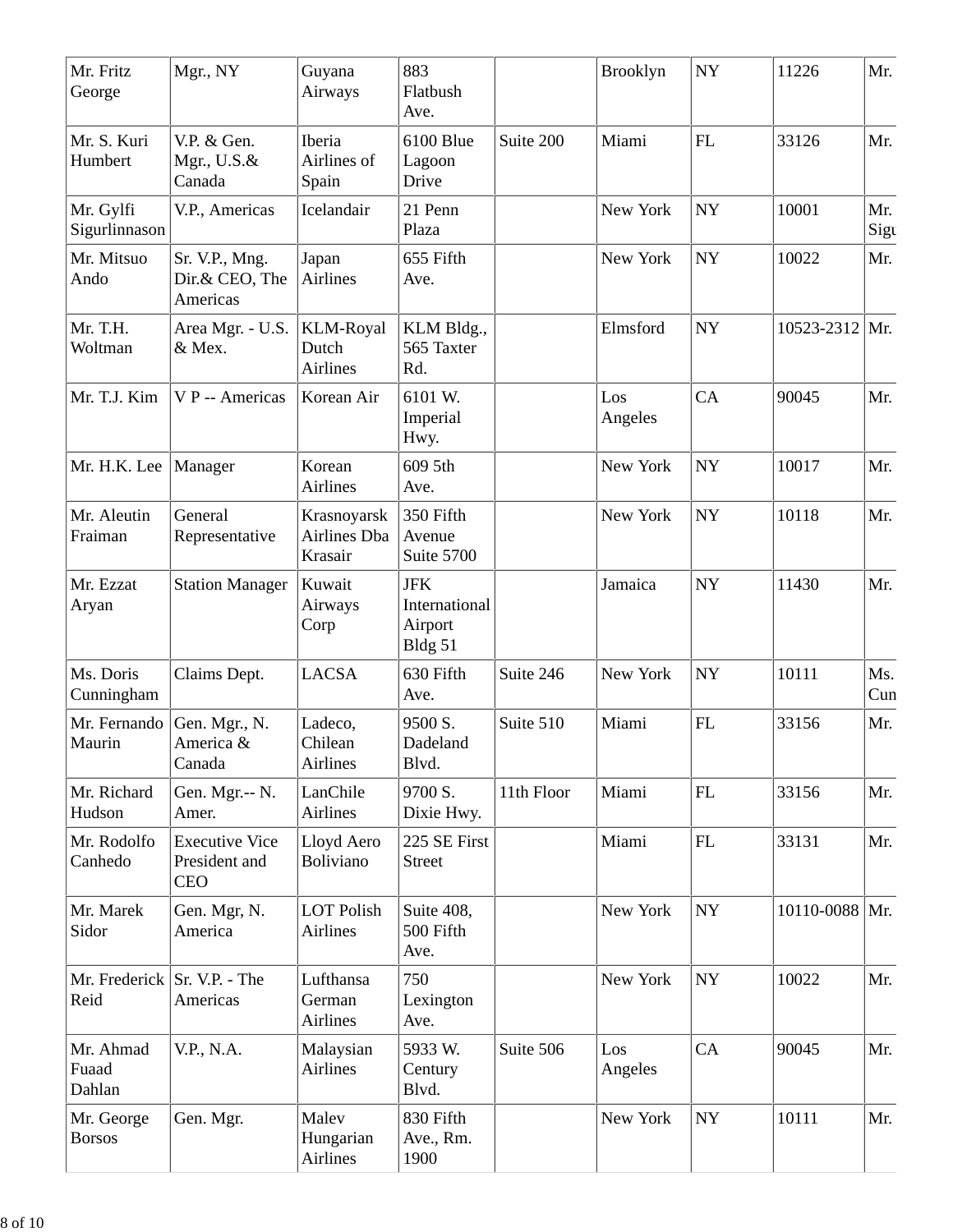| | | | | | | | | |
|---|---|---|---|---|---|---|---|---|
| Mr. Fritz George | Mgr., NY | Guyana Airways | 883 Flatbush Ave. | | Brooklyn | NY | 11226 | Mr. |
| Mr. S. Kuri Humbert | V.P. & Gen. Mgr., U.S.& Canada | Iberia Airlines of Spain | 6100 Blue Lagoon Drive | Suite 200 | Miami | FL | 33126 | Mr. |
| Mr. Gylfi Sigurlinnason | V.P., Americas | Icelandair | 21 Penn Plaza | | New York | NY | 10001 | Mr. Sigu |
| Mr. Mitsuo Ando | Sr. V.P., Mng. Dir.& CEO, The Americas | Japan Airlines | 655 Fifth Ave. | | New York | NY | 10022 | Mr. |
| Mr. T.H. Woltman | Area Mgr. - U.S. & Mex. | KLM-Royal Dutch Airlines | KLM Bldg., 565 Taxter Rd. | | Elmsford | NY | 10523-2312 | Mr. |
| Mr. T.J. Kim | V P -- Americas | Korean Air | 6101 W. Imperial Hwy. | | Los Angeles | CA | 90045 | Mr. |
| Mr. H.K. Lee | Manager | Korean Airlines | 609 5th Ave. | | New York | NY | 10017 | Mr. |
| Mr. Aleutin Fraiman | General Representative | Krasnoyarsk Airlines Dba Krasair | 350 Fifth Avenue Suite 5700 | | New York | NY | 10118 | Mr. |
| Mr. Ezzat Aryan | Station Manager | Kuwait Airways Corp | JFK International Airport Bldg 51 | | Jamaica | NY | 11430 | Mr. |
| Ms. Doris Cunningham | Claims Dept. | LACSA | 630 Fifth Ave. | Suite 246 | New York | NY | 10111 | Ms. Cun |
| Mr. Fernando Maurin | Gen. Mgr., N. America & Canada | Ladeco, Chilean Airlines | 9500 S. Dadeland Blvd. | Suite 510 | Miami | FL | 33156 | Mr. |
| Mr. Richard Hudson | Gen. Mgr.-- N. Amer. | LanChile Airlines | 9700 S. Dixie Hwy. | 11th Floor | Miami | FL | 33156 | Mr. |
| Mr. Rodolfo Canhedo | Executive Vice President and CEO | Lloyd Aero Boliviano | 225 SE First Street | | Miami | FL | 33131 | Mr. |
| Mr. Marek Sidor | Gen. Mgr, N. America | LOT Polish Airlines | Suite 408, 500 Fifth Ave. | | New York | NY | 10110-0088 | Mr. |
| Mr. Frederick Reid | Sr. V.P. - The Americas | Lufthansa German Airlines | 750 Lexington Ave. | | New York | NY | 10022 | Mr. |
| Mr. Ahmad Fuaad Dahlan | V.P., N.A. | Malaysian Airlines | 5933 W. Century Blvd. | Suite 506 | Los Angeles | CA | 90045 | Mr. |
| Mr. George Borsos | Gen. Mgr. | Malev Hungarian Airlines | 830 Fifth Ave., Rm. 1900 | | New York | NY | 10111 | Mr. |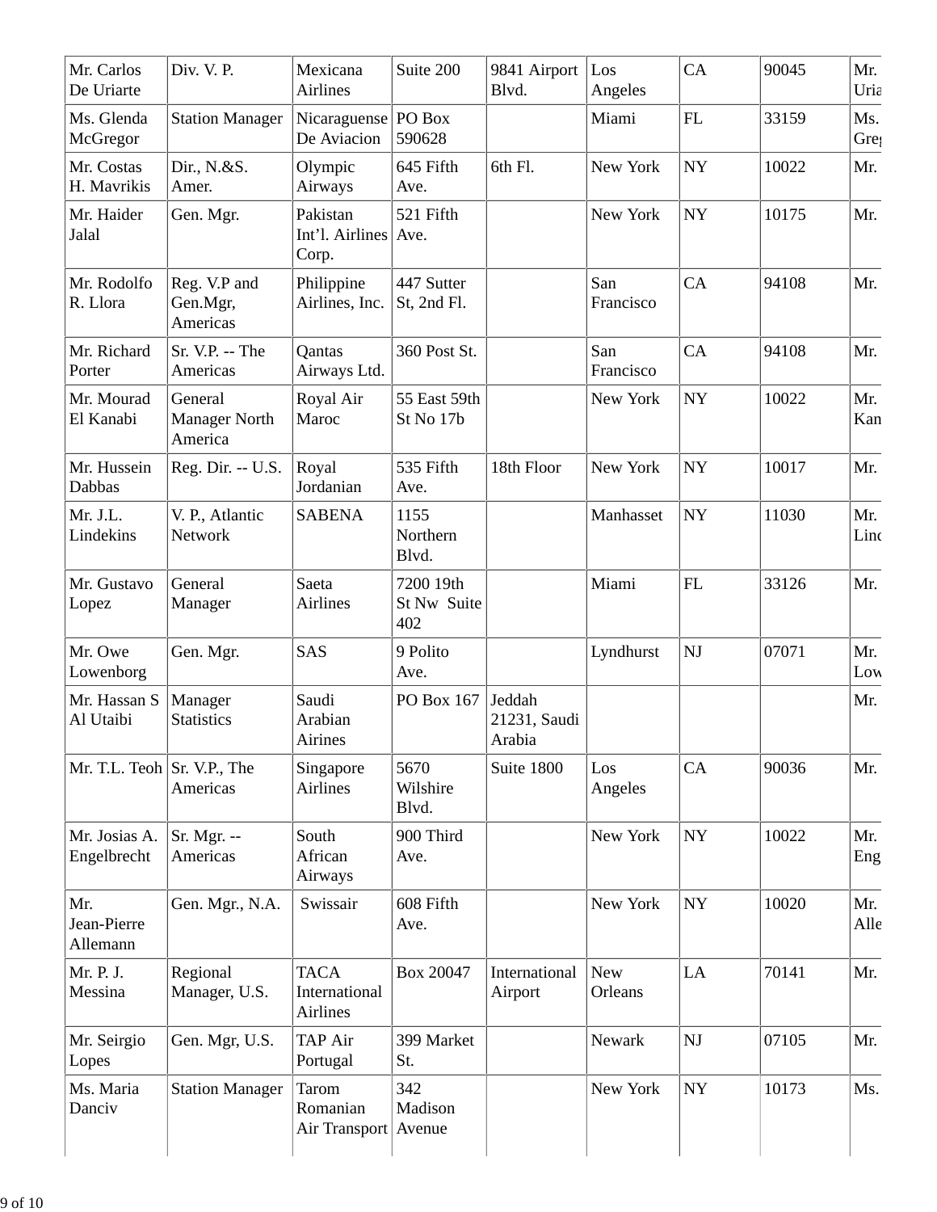| Mr. Carlos De Uriarte | Div. V. P. | Mexicana Airlines | Suite 200 | 9841 Airport Blvd. | Los Angeles | CA | 90045 | Mr. Uria |
|---|---|---|---|---|---|---|---|---|
| Ms. Glenda McGregor | Station Manager | Nicaraguense De Aviacion | PO Box 590628 | | Miami | FL | 33159 | Ms. Gre |
| Mr. Costas H. Mavrikis | Dir., N.&S. Amer. | Olympic Airways | 645 Fifth Ave. | 6th Fl. | New York | NY | 10022 | Mr. |
| Mr. Haider Jalal | Gen. Mgr. | Pakistan Int'l. Airlines Corp. | 521 Fifth Ave. | | New York | NY | 10175 | Mr. |
| Mr. Rodolfo R. Llora | Reg. V.P and Gen.Mgr, Americas | Philippine Airlines, Inc. | 447 Sutter St, 2nd Fl. | | San Francisco | CA | 94108 | Mr. |
| Mr. Richard Porter | Sr. V.P. -- The Americas | Qantas Airways Ltd. | 360 Post St. | | San Francisco | CA | 94108 | Mr. |
| Mr. Mourad El Kanabi | General Manager North America | Royal Air Maroc | 55 East 59th St No 17b | | New York | NY | 10022 | Mr. Kan |
| Mr. Hussein Dabbas | Reg. Dir. -- U.S. | Royal Jordanian | 535 Fifth Ave. | 18th Floor | New York | NY | 10017 | Mr. |
| Mr. J.L. Lindekins | V. P., Atlantic Network | SABENA | 1155 Northern Blvd. | | Manhasset | NY | 11030 | Mr. Lind |
| Mr. Gustavo Lopez | General Manager | Saeta Airlines | 7200 19th St Nw Suite 402 | | Miami | FL | 33126 | Mr. |
| Mr. Owe Lowenborg | Gen. Mgr. | SAS | 9 Polito Ave. | | Lyndhurst | NJ | 07071 | Mr. Low |
| Mr. Hassan S Al Utaibi | Manager Statistics | Saudi Arabian Airines | PO Box 167 | Jeddah 21231, Saudi Arabia | | | | Mr. |
| Mr. T.L. Teoh | Sr. V.P., The Americas | Singapore Airlines | 5670 Wilshire Blvd. | Suite 1800 | Los Angeles | CA | 90036 | Mr. |
| Mr. Josias A. Engelbrecht | Sr. Mgr. -- Americas | South African Airways | 900 Third Ave. | | New York | NY | 10022 | Mr. Eng |
| Mr. Jean-Pierre Allemann | Gen. Mgr., N.A. | Swissair | 608 Fifth Ave. | | New York | NY | 10020 | Mr. Alle |
| Mr. P. J. Messina | Regional Manager, U.S. | TACA International Airlines | Box 20047 | International Airport | New Orleans | LA | 70141 | Mr. |
| Mr. Seirgio Lopes | Gen. Mgr, U.S. | TAP Air Portugal | 399 Market St. | | Newark | NJ | 07105 | Mr. |
| Ms. Maria Danciv | Station Manager | Tarom Romanian Air Transport | 342 Madison Avenue | | New York | NY | 10173 | Ms. |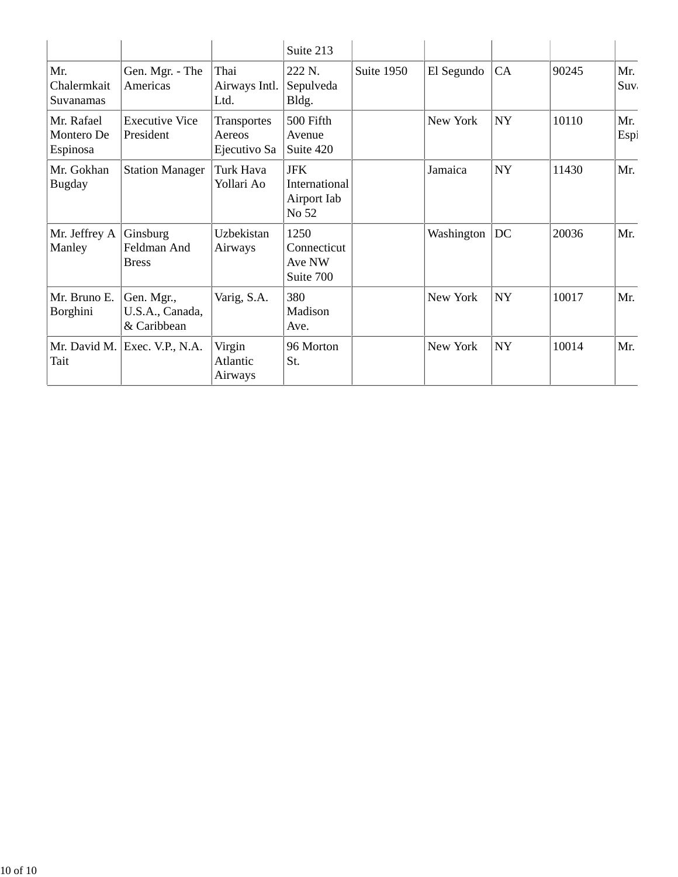| | | | | | | | | |
|---|---|---|---|---|---|---|---|---|
| | | | Suite 213 | | | | | |
| Mr. Chalermkait Suvanamas | Gen. Mgr. - The Americas | Thai Airways Intl. Ltd. | 222 N. Sepulveda Bldg. | Suite 1950 | El Segundo | CA | 90245 | Mr. Suv |
| Mr. Rafael Montero De Espinosa | Executive Vice President | Transportes Aereos Ejecutivo Sa | 500 Fifth Avenue Suite 420 | | New York | NY | 10110 | Mr. Espi |
| Mr. Gokhan Bugday | Station Manager | Turk Hava Yollari Ao | JFK International Airport Iab No 52 | | Jamaica | NY | 11430 | Mr. |
| Mr. Jeffrey A Manley | Ginsburg Feldman And Bress | Uzbekistan Airways | 1250 Connecticut Ave NW Suite 700 | | Washington | DC | 20036 | Mr. |
| Mr. Bruno E. Borghini | Gen. Mgr., U.S.A., Canada, & Caribbean | Varig, S.A. | 380 Madison Ave. | | New York | NY | 10017 | Mr. |
| Mr. David M. Tait | Exec. V.P., N.A. | Virgin Atlantic Airways | 96 Morton St. | | New York | NY | 10014 | Mr. |